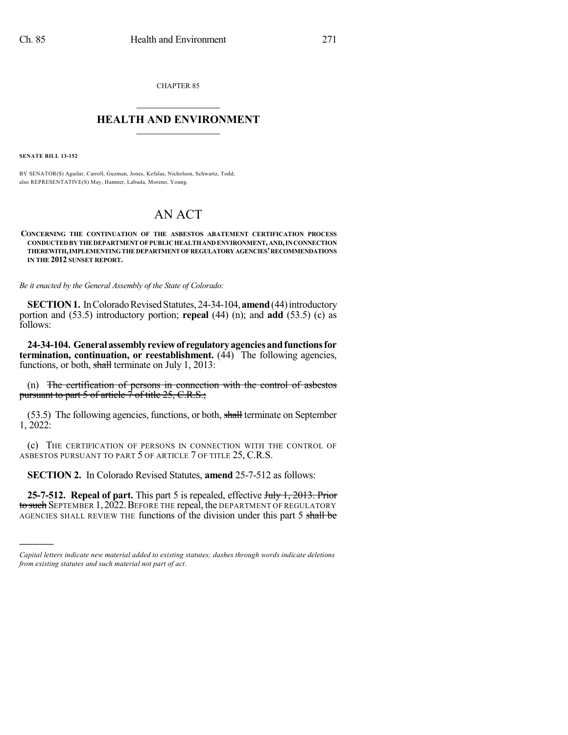CHAPTER 85

## HEALTH AND ENVIRONMENT

**SENATE BILL 13-152**

BY SENATOR(S) Aguilar, Carroll, Guzman, Jones, Kefalas, Nicholson, Schwartz, Todd; also REPRESENTATIVE(S) May, Hamner, Labuda, Moreno, Young.

# AN ACT

**CONCERNING THE CONTINUATION OF THE ASBESTOS ABATEMENT CERTIFICATION PROCESS CONDUCTED BY THE DEPARTMENT OF PUBLIC HEALTH AND ENVIRONMENT, AND, IN CONNECTION THEREWITH, IMPLEMENTING THE DEPARTMENT OF REGULATORY AGENCIES' RECOMMENDATIONS IN THE 2012 SUNSET REPORT.**

*Be it enacted by the General Assembly of the State of Colorado:*

**SECTION 1.** In Colorado Revised Statutes, 24-34-104, **amend** (44) introductory portion and (53.5) introductory portion; **repeal** (44) (n); and **add** (53.5) (c) as follows:

**24-34-104. General assembly review of regulatory agencies and functions for termination, continuation, or reestablishment.** (44) The following agencies, functions, or both, ~~shall~~ terminate on July 1, 2013:

(n) ~~The certification of persons in connection with the control of asbestos pursuant to part 5 of article 7 of title 25, C.R.S.;~~

(53.5) The following agencies, functions, or both, ~~shall~~ terminate on September 1, 2022:

(c) THE CERTIFICATION OF PERSONS IN CONNECTION WITH THE CONTROL OF ASBESTOS PURSUANT TO PART 5 OF ARTICLE 7 OF TITLE 25, C.R.S.

**SECTION 2.** In Colorado Revised Statutes, **amend** 25-7-512 as follows:

**25-7-512. Repeal of part.** This part 5 is repealed, effective ~~July 1, 2013. Prior to such~~ SEPTEMBER 1, 2022. BEFORE THE repeal, the DEPARTMENT OF REGULATORY AGENCIES SHALL REVIEW THE functions of the division under this part 5 ~~shall be~~

---

*Capital letters indicate new material added to existing statutes; dashes through words indicate deletions from existing statutes and such material not part of act.*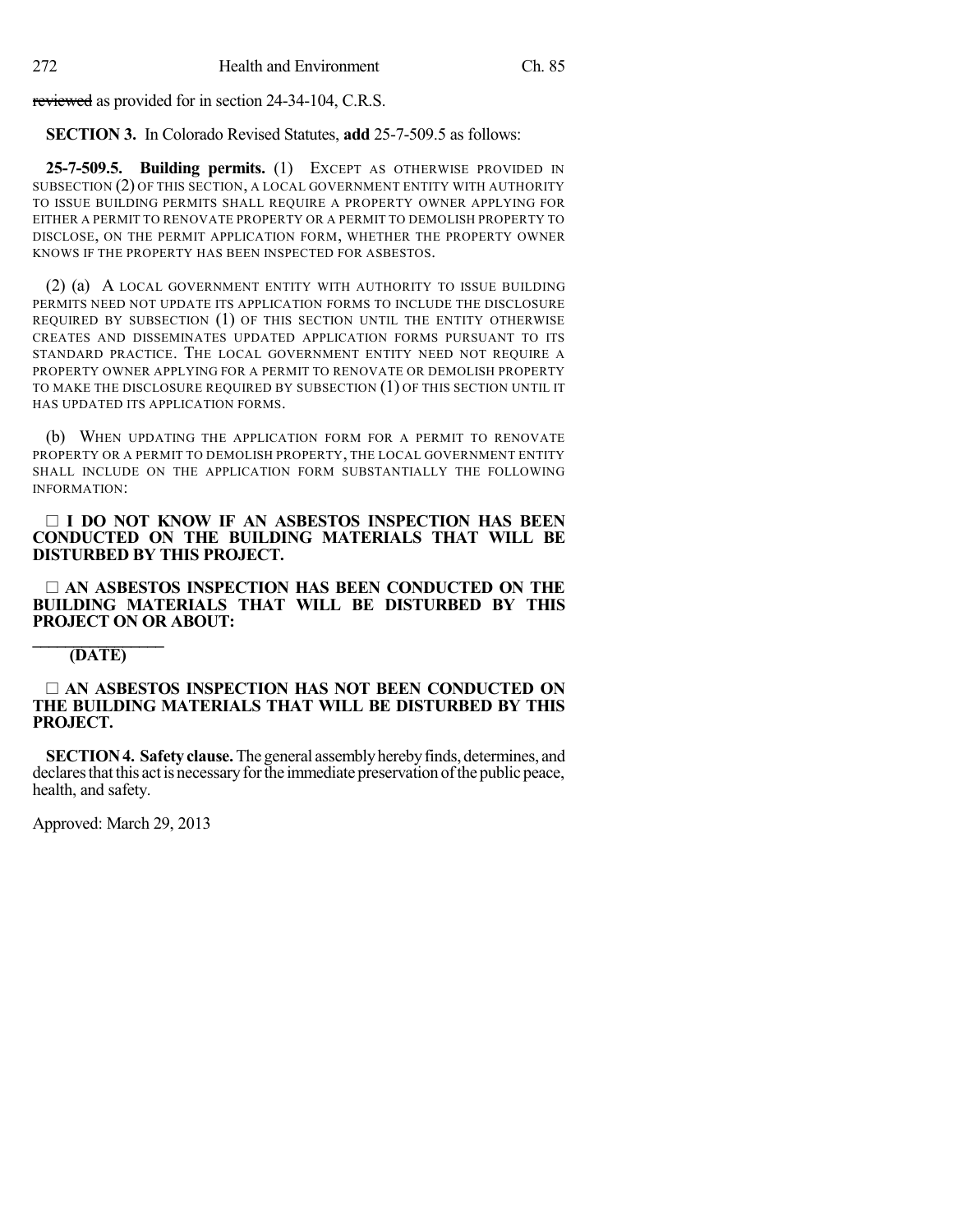~~reviewed~~ as provided for in section 24-34-104, C.R.S.

**SECTION 3.** In Colorado Revised Statutes, **add** 25-7-509.5 as follows:

**25-7-509.5. Building permits.** (1) EXCEPT AS OTHERWISE PROVIDED IN SUBSECTION (2) OF THIS SECTION, A LOCAL GOVERNMENT ENTITY WITH AUTHORITY TO ISSUE BUILDING PERMITS SHALL REQUIRE A PROPERTY OWNER APPLYING FOR EITHER A PERMIT TO RENOVATE PROPERTY OR A PERMIT TO DEMOLISH PROPERTY TO DISCLOSE, ON THE PERMIT APPLICATION FORM, WHETHER THE PROPERTY OWNER KNOWS IF THE PROPERTY HAS BEEN INSPECTED FOR ASBESTOS.

(2) (a) A LOCAL GOVERNMENT ENTITY WITH AUTHORITY TO ISSUE BUILDING PERMITS NEED NOT UPDATE ITS APPLICATION FORMS TO INCLUDE THE DISCLOSURE REQUIRED BY SUBSECTION (1) OF THIS SECTION UNTIL THE ENTITY OTHERWISE CREATES AND DISSEMINATES UPDATED APPLICATION FORMS PURSUANT TO ITS STANDARD PRACTICE. THE LOCAL GOVERNMENT ENTITY NEED NOT REQUIRE A PROPERTY OWNER APPLYING FOR A PERMIT TO RENOVATE OR DEMOLISH PROPERTY TO MAKE THE DISCLOSURE REQUIRED BY SUBSECTION (1) OF THIS SECTION UNTIL IT HAS UPDATED ITS APPLICATION FORMS.

(b) WHEN UPDATING THE APPLICATION FORM FOR A PERMIT TO RENOVATE PROPERTY OR A PERMIT TO DEMOLISH PROPERTY, THE LOCAL GOVERNMENT ENTITY SHALL INCLUDE ON THE APPLICATION FORM SUBSTANTIALLY THE FOLLOWING INFORMATION:

□ **I DO NOT KNOW IF AN ASBESTOS INSPECTION HAS BEEN CONDUCTED ON THE BUILDING MATERIALS THAT WILL BE DISTURBED BY THIS PROJECT.**

□ **AN ASBESTOS INSPECTION HAS BEEN CONDUCTED ON THE BUILDING MATERIALS THAT WILL BE DISTURBED BY THIS PROJECT ON OR ABOUT:**

**_______________**
**(DATE)**

□ **AN ASBESTOS INSPECTION HAS NOT BEEN CONDUCTED ON THE BUILDING MATERIALS THAT WILL BE DISTURBED BY THIS PROJECT.**

**SECTION 4. Safety clause.** The general assembly hereby finds, determines, and declares that this act is necessary for the immediate preservation of the public peace, health, and safety.

Approved: March 29, 2013